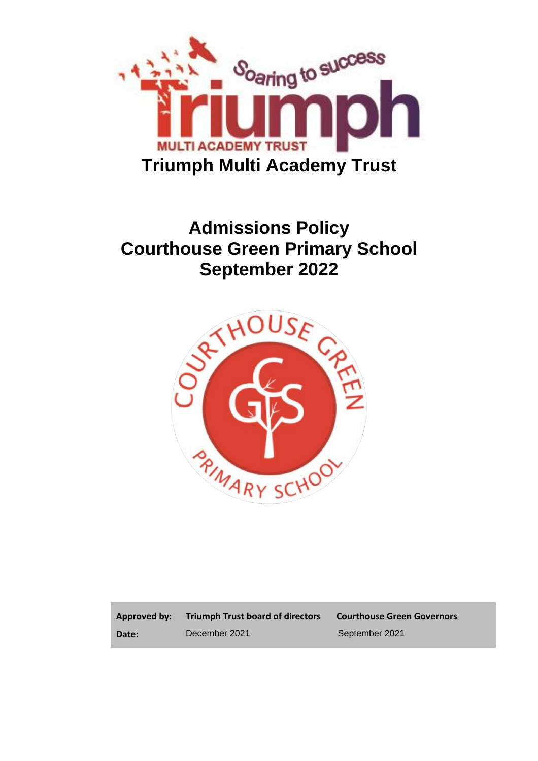# Triumph Multi Academy Trust

# Admissions Policy
# Courthouse Green Primary School
# September 2022

| Approved by: | Triumph Trust board of directors | Courthouse Green Governors |
| --- | --- | --- |
| Date: | December 2021 | September 2021 |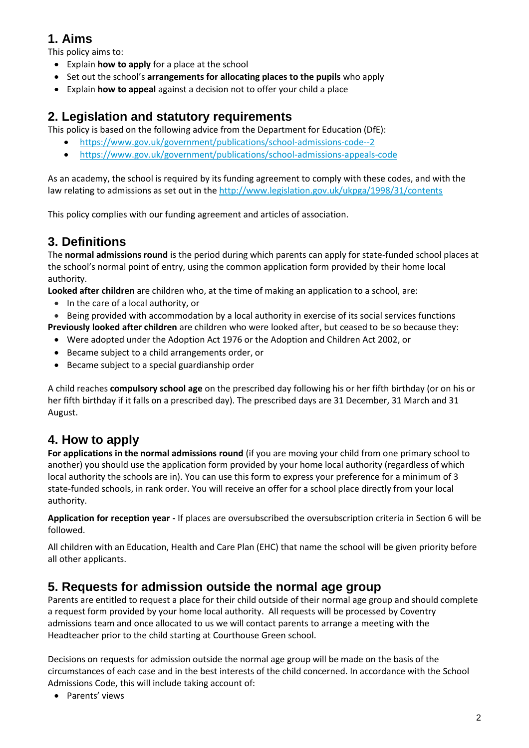## 1. Aims

This policy aims to:

- Explain **how to apply** for a place at the school
- Set out the school's **arrangements for allocating places to the pupils** who apply
- Explain **how to appeal** against a decision not to offer your child a place

## 2. Legislation and statutory requirements

This policy is based on the following advice from the Department for Education (DfE):

- https://www.gov.uk/government/publications/school-admissions-code--2
- https://www.gov.uk/government/publications/school-admissions-appeals-code

As an academy, the school is required by its funding agreement to comply with these codes, and with the law relating to admissions as set out in the http://www.legislation.gov.uk/ukpga/1998/31/contents

This policy complies with our funding agreement and articles of association.

## 3. Definitions

The **normal admissions round** is the period during which parents can apply for state-funded school places at the school's normal point of entry, using the common application form provided by their home local authority.

**Looked after children** are children who, at the time of making an application to a school, are:

- In the care of a local authority, or
- Being provided with accommodation by a local authority in exercise of its social services functions

**Previously looked after children** are children who were looked after, but ceased to be so because they:

- Were adopted under the Adoption Act 1976 or the Adoption and Children Act 2002, or
- Became subject to a child arrangements order, or
- Became subject to a special guardianship order

A child reaches **compulsory school age** on the prescribed day following his or her fifth birthday (or on his or her fifth birthday if it falls on a prescribed day). The prescribed days are 31 December, 31 March and 31 August.

## 4. How to apply

**For applications in the normal admissions round** (if you are moving your child from one primary school to another) you should use the application form provided by your home local authority (regardless of which local authority the schools are in). You can use this form to express your preference for a minimum of 3 state-funded schools, in rank order. You will receive an offer for a school place directly from your local authority.

**Application for reception year -** If places are oversubscribed the oversubscription criteria in Section 6 will be followed.

All children with an Education, Health and Care Plan (EHC) that name the school will be given priority before all other applicants.

## 5. Requests for admission outside the normal age group

Parents are entitled to request a place for their child outside of their normal age group and should complete a request form provided by your home local authority. All requests will be processed by Coventry admissions team and once allocated to us we will contact parents to arrange a meeting with the Headteacher prior to the child starting at Courthouse Green school.

Decisions on requests for admission outside the normal age group will be made on the basis of the circumstances of each case and in the best interests of the child concerned. In accordance with the School Admissions Code, this will include taking account of:

- Parents' views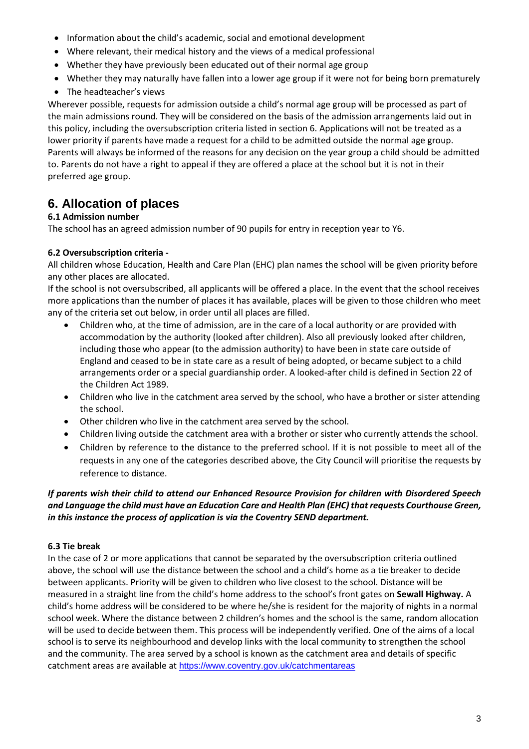- Information about the child's academic, social and emotional development
- Where relevant, their medical history and the views of a medical professional
- Whether they have previously been educated out of their normal age group
- Whether they may naturally have fallen into a lower age group if it were not for being born prematurely
- The headteacher's views

Wherever possible, requests for admission outside a child's normal age group will be processed as part of the main admissions round. They will be considered on the basis of the admission arrangements laid out in this policy, including the oversubscription criteria listed in section 6. Applications will not be treated as a lower priority if parents have made a request for a child to be admitted outside the normal age group. Parents will always be informed of the reasons for any decision on the year group a child should be admitted to. Parents do not have a right to appeal if they are offered a place at the school but it is not in their preferred age group.

## 6. Allocation of places

### 6.1 Admission number

The school has an agreed admission number of 90 pupils for entry in reception year to Y6.

### 6.2 Oversubscription criteria -

All children whose Education, Health and Care Plan (EHC) plan names the school will be given priority before any other places are allocated.

If the school is not oversubscribed, all applicants will be offered a place. In the event that the school receives more applications than the number of places it has available, places will be given to those children who meet any of the criteria set out below, in order until all places are filled.

- Children who, at the time of admission, are in the care of a local authority or are provided with accommodation by the authority (looked after children). Also all previously looked after children, including those who appear (to the admission authority) to have been in state care outside of England and ceased to be in state care as a result of being adopted, or became subject to a child arrangements order or a special guardianship order. A looked-after child is defined in Section 22 of the Children Act 1989.
- Children who live in the catchment area served by the school, who have a brother or sister attending the school.
- Other children who live in the catchment area served by the school.
- Children living outside the catchment area with a brother or sister who currently attends the school.
- Children by reference to the distance to the preferred school. If it is not possible to meet all of the requests in any one of the categories described above, the City Council will prioritise the requests by reference to distance.

***If parents wish their child to attend our Enhanced Resource Provision for children with Disordered Speech and Language the child must have an Education Care and Health Plan (EHC) that requests Courthouse Green, in this instance the process of application is via the Coventry SEND department.***

### 6.3 Tie break

In the case of 2 or more applications that cannot be separated by the oversubscription criteria outlined above, the school will use the distance between the school and a child's home as a tie breaker to decide between applicants. Priority will be given to children who live closest to the school. Distance will be measured in a straight line from the child's home address to the school's front gates on **Sewall Highway.** A child's home address will be considered to be where he/she is resident for the majority of nights in a normal school week. Where the distance between 2 children's homes and the school is the same, random allocation will be used to decide between them. This process will be independently verified. One of the aims of a local school is to serve its neighbourhood and develop links with the local community to strengthen the school and the community. The area served by a school is known as the catchment area and details of specific catchment areas are available at https://www.coventry.gov.uk/catchmentareas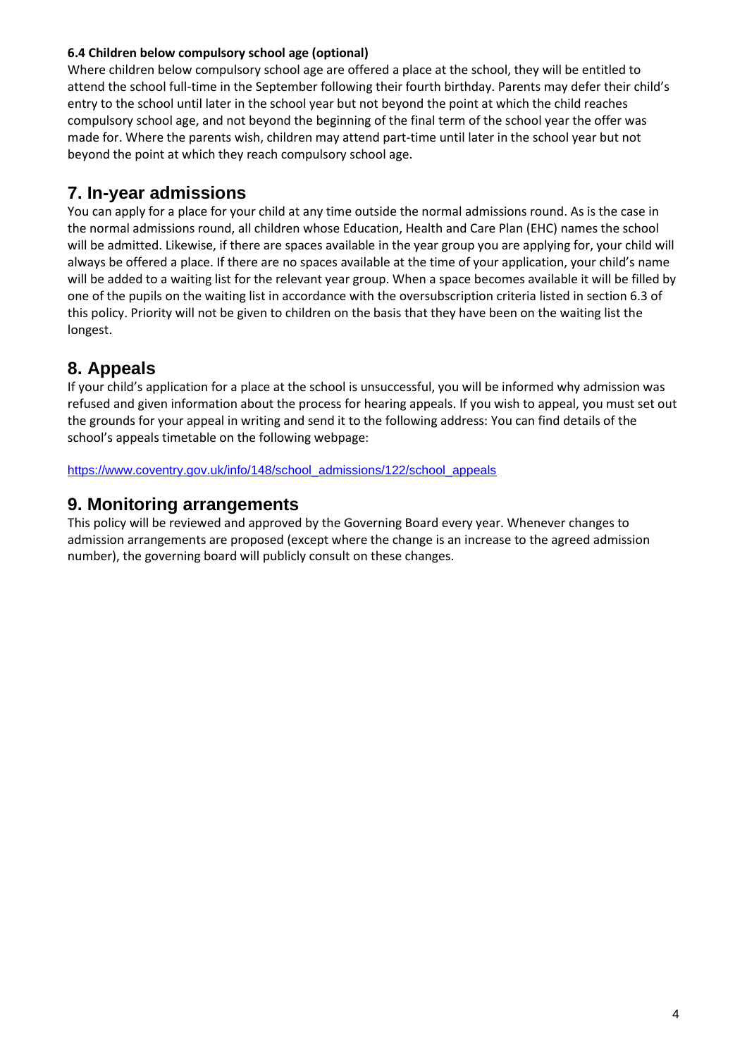### 6.4 Children below compulsory school age (optional)

Where children below compulsory school age are offered a place at the school, they will be entitled to attend the school full-time in the September following their fourth birthday. Parents may defer their child's entry to the school until later in the school year but not beyond the point at which the child reaches compulsory school age, and not beyond the beginning of the final term of the school year the offer was made for. Where the parents wish, children may attend part-time until later in the school year but not beyond the point at which they reach compulsory school age.

## 7. In-year admissions

You can apply for a place for your child at any time outside the normal admissions round. As is the case in the normal admissions round, all children whose Education, Health and Care Plan (EHC) names the school will be admitted. Likewise, if there are spaces available in the year group you are applying for, your child will always be offered a place. If there are no spaces available at the time of your application, your child's name will be added to a waiting list for the relevant year group. When a space becomes available it will be filled by one of the pupils on the waiting list in accordance with the oversubscription criteria listed in section 6.3 of this policy. Priority will not be given to children on the basis that they have been on the waiting list the longest.

## 8. Appeals

If your child's application for a place at the school is unsuccessful, you will be informed why admission was refused and given information about the process for hearing appeals. If you wish to appeal, you must set out the grounds for your appeal in writing and send it to the following address: You can find details of the school's appeals timetable on the following webpage:

https://www.coventry.gov.uk/info/148/school_admissions/122/school_appeals

## 9. Monitoring arrangements

This policy will be reviewed and approved by the Governing Board every year. Whenever changes to admission arrangements are proposed (except where the change is an increase to the agreed admission number), the governing board will publicly consult on these changes.